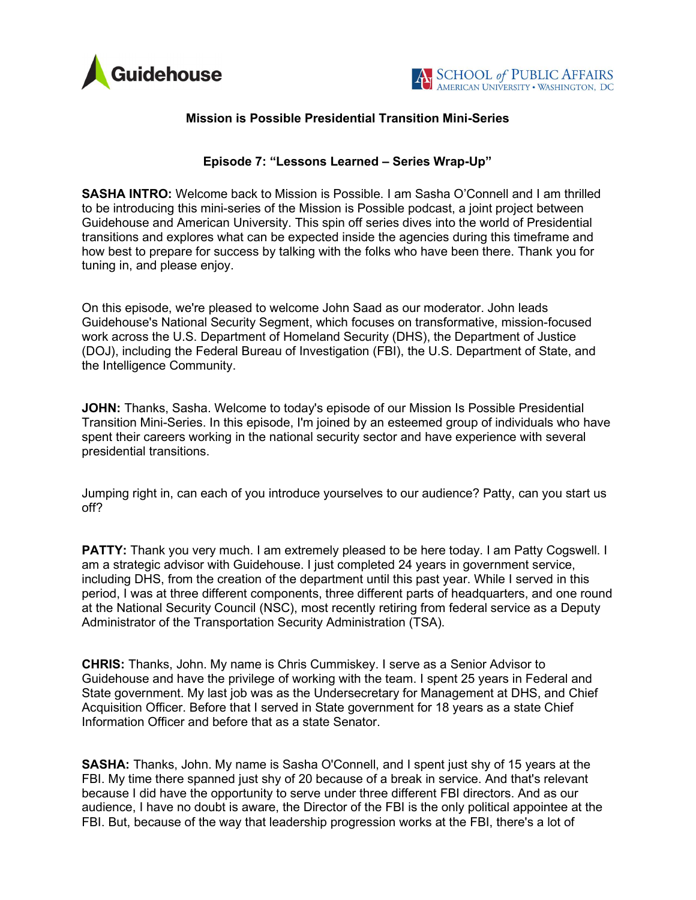**Mission is Possible Presidential Transition Mini-Series**

**Episode 7: "Lessons Learned – Series Wrap-Up"**

**SASHA INTRO:** Welcome back to Mission is Possible. I am Sasha O'Connell and I am thrilled to be introducing this mini-series of the Mission is Possible podcast, a joint project between Guidehouse and American University. This spin off series dives into the world of Presidential transitions and explores what can be expected inside the agencies during this timeframe and how best to prepare for success by talking with the folks who have been there. Thank you for tuning in, and please enjoy.

On this episode, we're pleased to welcome John Saad as our moderator. John leads Guidehouse's National Security Segment, which focuses on transformative, mission-focused work across the U.S. Department of Homeland Security (DHS), the Department of Justice (DOJ), including the Federal Bureau of Investigation (FBI), the U.S. Department of State, and the Intelligence Community.

**JOHN:** Thanks, Sasha. Welcome to today's episode of our Mission Is Possible Presidential Transition Mini-Series. In this episode, I'm joined by an esteemed group of individuals who have spent their careers working in the national security sector and have experience with several presidential transitions.

Jumping right in, can each of you introduce yourselves to our audience? Patty, can you start us off?

**PATTY:** Thank you very much. I am extremely pleased to be here today. I am Patty Cogswell. I am a strategic advisor with Guidehouse. I just completed 24 years in government service, including DHS, from the creation of the department until this past year. While I served in this period, I was at three different components, three different parts of headquarters, and one round at the National Security Council (NSC), most recently retiring from federal service as a Deputy Administrator of the Transportation Security Administration (TSA).

**CHRIS:** Thanks, John. My name is Chris Cummiskey. I serve as a Senior Advisor to Guidehouse and have the privilege of working with the team. I spent 25 years in Federal and State government. My last job was as the Undersecretary for Management at DHS, and Chief Acquisition Officer. Before that I served in State government for 18 years as a state Chief Information Officer and before that as a state Senator.

**SASHA:** Thanks, John. My name is Sasha O'Connell, and I spent just shy of 15 years at the FBI. My time there spanned just shy of 20 because of a break in service. And that's relevant because I did have the opportunity to serve under three different FBI directors. And as our audience, I have no doubt is aware, the Director of the FBI is the only political appointee at the FBI. But, because of the way that leadership progression works at the FBI, there's a lot of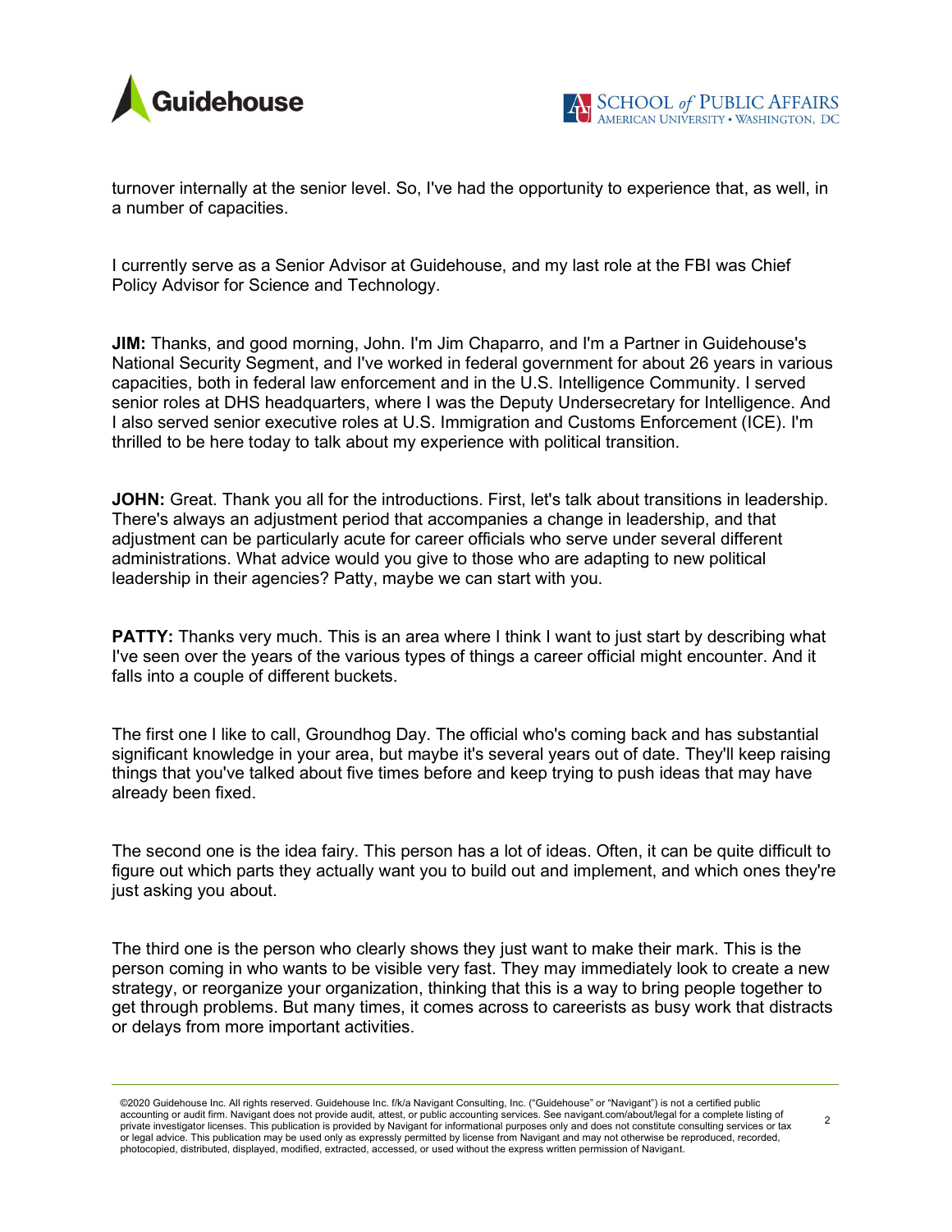turnover internally at the senior level. So, I've had the opportunity to experience that, as well, in a number of capacities.

I currently serve as a Senior Advisor at Guidehouse, and my last role at the FBI was Chief Policy Advisor for Science and Technology.

**JIM:** Thanks, and good morning, John. I'm Jim Chaparro, and I'm a Partner in Guidehouse's National Security Segment, and I've worked in federal government for about 26 years in various capacities, both in federal law enforcement and in the U.S. Intelligence Community. I served senior roles at DHS headquarters, where I was the Deputy Undersecretary for Intelligence. And I also served senior executive roles at U.S. Immigration and Customs Enforcement (ICE). I'm thrilled to be here today to talk about my experience with political transition.

**JOHN:** Great. Thank you all for the introductions. First, let's talk about transitions in leadership. There's always an adjustment period that accompanies a change in leadership, and that adjustment can be particularly acute for career officials who serve under several different administrations. What advice would you give to those who are adapting to new political leadership in their agencies? Patty, maybe we can start with you.

**PATTY:** Thanks very much. This is an area where I think I want to just start by describing what I've seen over the years of the various types of things a career official might encounter. And it falls into a couple of different buckets.

The first one I like to call, Groundhog Day. The official who's coming back and has substantial significant knowledge in your area, but maybe it's several years out of date. They'll keep raising things that you've talked about five times before and keep trying to push ideas that may have already been fixed.

The second one is the idea fairy. This person has a lot of ideas. Often, it can be quite difficult to figure out which parts they actually want you to build out and implement, and which ones they're just asking you about.

The third one is the person who clearly shows they just want to make their mark. This is the person coming in who wants to be visible very fast. They may immediately look to create a new strategy, or reorganize your organization, thinking that this is a way to bring people together to get through problems. But many times, it comes across to careerists as busy work that distracts or delays from more important activities.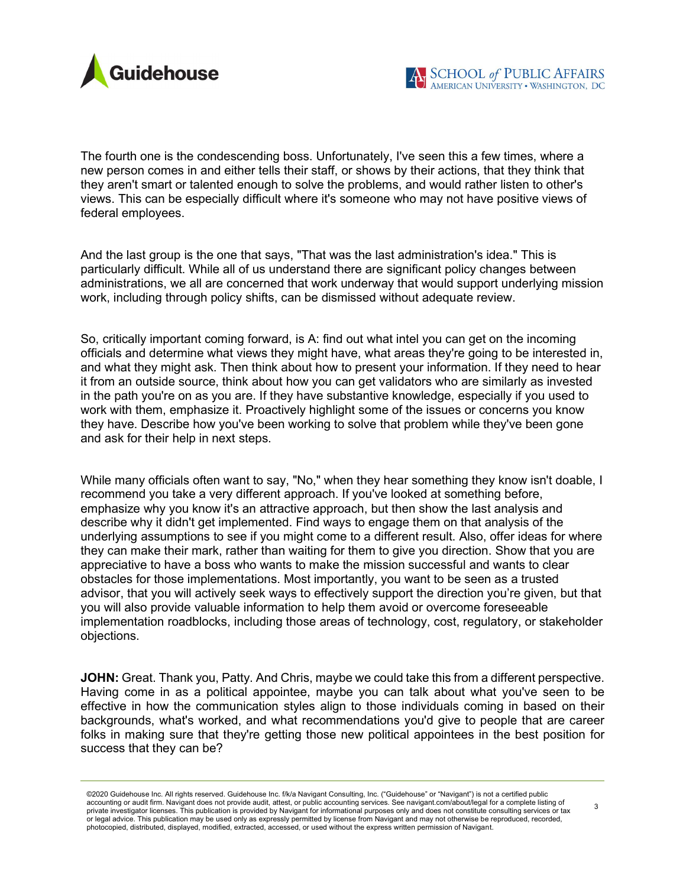The fourth one is the condescending boss. Unfortunately, I've seen this a few times, where a new person comes in and either tells their staff, or shows by their actions, that they think that they aren't smart or talented enough to solve the problems, and would rather listen to other's views. This can be especially difficult where it's someone who may not have positive views of federal employees.

And the last group is the one that says, "That was the last administration's idea." This is particularly difficult. While all of us understand there are significant policy changes between administrations, we all are concerned that work underway that would support underlying mission work, including through policy shifts, can be dismissed without adequate review.

So, critically important coming forward, is A: find out what intel you can get on the incoming officials and determine what views they might have, what areas they're going to be interested in, and what they might ask. Then think about how to present your information. If they need to hear it from an outside source, think about how you can get validators who are similarly as invested in the path you're on as you are. If they have substantive knowledge, especially if you used to work with them, emphasize it. Proactively highlight some of the issues or concerns you know they have. Describe how you've been working to solve that problem while they've been gone and ask for their help in next steps.

While many officials often want to say, "No," when they hear something they know isn't doable, I recommend you take a very different approach. If you've looked at something before, emphasize why you know it's an attractive approach, but then show the last analysis and describe why it didn't get implemented. Find ways to engage them on that analysis of the underlying assumptions to see if you might come to a different result. Also, offer ideas for where they can make their mark, rather than waiting for them to give you direction. Show that you are appreciative to have a boss who wants to make the mission successful and wants to clear obstacles for those implementations. Most importantly, you want to be seen as a trusted advisor, that you will actively seek ways to effectively support the direction you're given, but that you will also provide valuable information to help them avoid or overcome foreseeable implementation roadblocks, including those areas of technology, cost, regulatory, or stakeholder objections.

**JOHN:** Great. Thank you, Patty. And Chris, maybe we could take this from a different perspective. Having come in as a political appointee, maybe you can talk about what you've seen to be effective in how the communication styles align to those individuals coming in based on their backgrounds, what's worked, and what recommendations you'd give to people that are career folks in making sure that they're getting those new political appointees in the best position for success that they can be?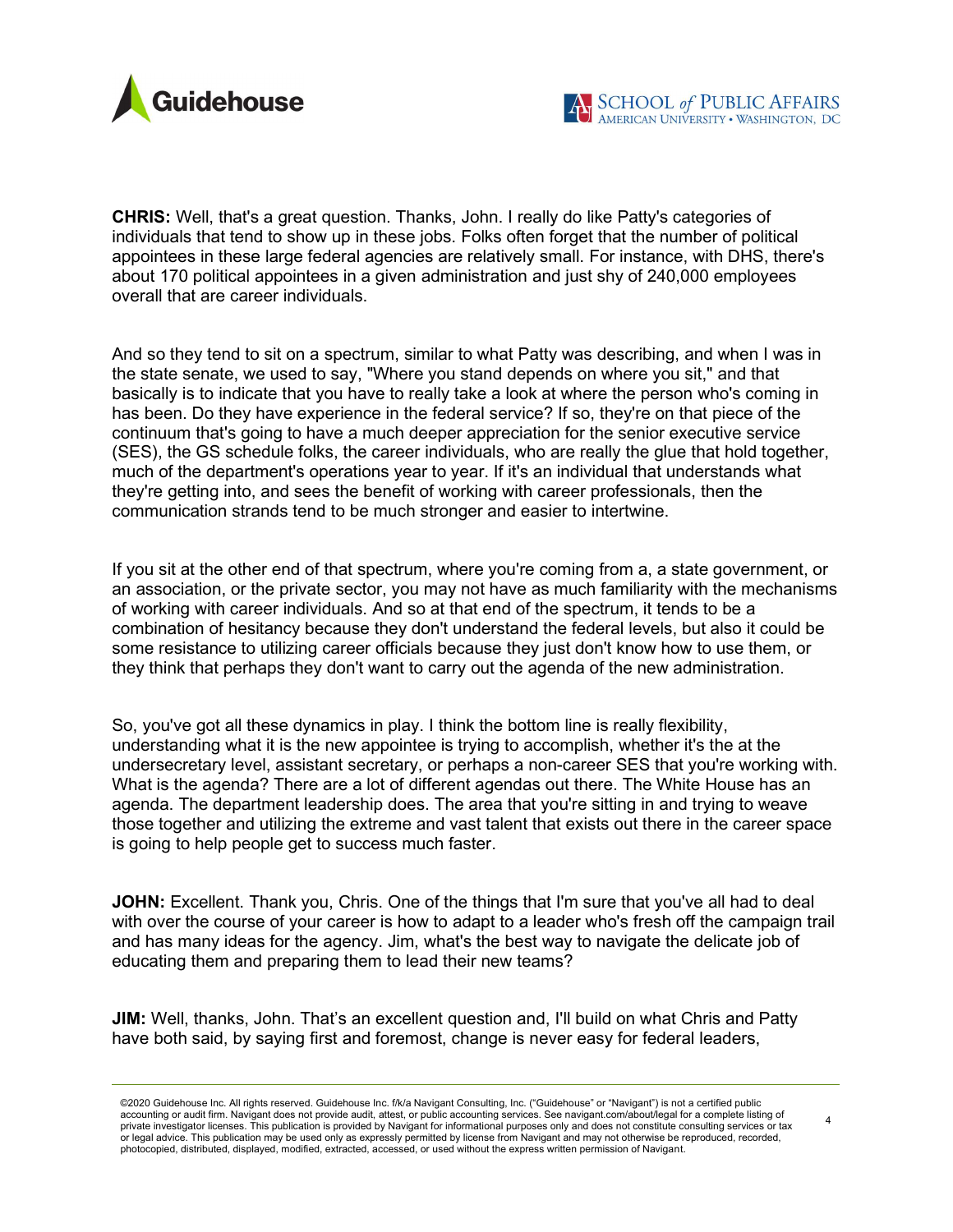**CHRIS:** Well, that's a great question. Thanks, John. I really do like Patty's categories of individuals that tend to show up in these jobs. Folks often forget that the number of political appointees in these large federal agencies are relatively small. For instance, with DHS, there's about 170 political appointees in a given administration and just shy of 240,000 employees overall that are career individuals.

And so they tend to sit on a spectrum, similar to what Patty was describing, and when I was in the state senate, we used to say, "Where you stand depends on where you sit," and that basically is to indicate that you have to really take a look at where the person who's coming in has been. Do they have experience in the federal service? If so, they're on that piece of the continuum that's going to have a much deeper appreciation for the senior executive service (SES), the GS schedule folks, the career individuals, who are really the glue that hold together, much of the department's operations year to year. If it's an individual that understands what they're getting into, and sees the benefit of working with career professionals, then the communication strands tend to be much stronger and easier to intertwine.

If you sit at the other end of that spectrum, where you're coming from a, a state government, or an association, or the private sector, you may not have as much familiarity with the mechanisms of working with career individuals. And so at that end of the spectrum, it tends to be a combination of hesitancy because they don't understand the federal levels, but also it could be some resistance to utilizing career officials because they just don't know how to use them, or they think that perhaps they don't want to carry out the agenda of the new administration.

So, you've got all these dynamics in play. I think the bottom line is really flexibility, understanding what it is the new appointee is trying to accomplish, whether it's the at the undersecretary level, assistant secretary, or perhaps a non-career SES that you're working with. What is the agenda? There are a lot of different agendas out there. The White House has an agenda. The department leadership does. The area that you're sitting in and trying to weave those together and utilizing the extreme and vast talent that exists out there in the career space is going to help people get to success much faster.

**JOHN:** Excellent. Thank you, Chris. One of the things that I'm sure that you've all had to deal with over the course of your career is how to adapt to a leader who's fresh off the campaign trail and has many ideas for the agency. Jim, what's the best way to navigate the delicate job of educating them and preparing them to lead their new teams?

**JIM:** Well, thanks, John. That's an excellent question and, I'll build on what Chris and Patty have both said, by saying first and foremost, change is never easy for federal leaders,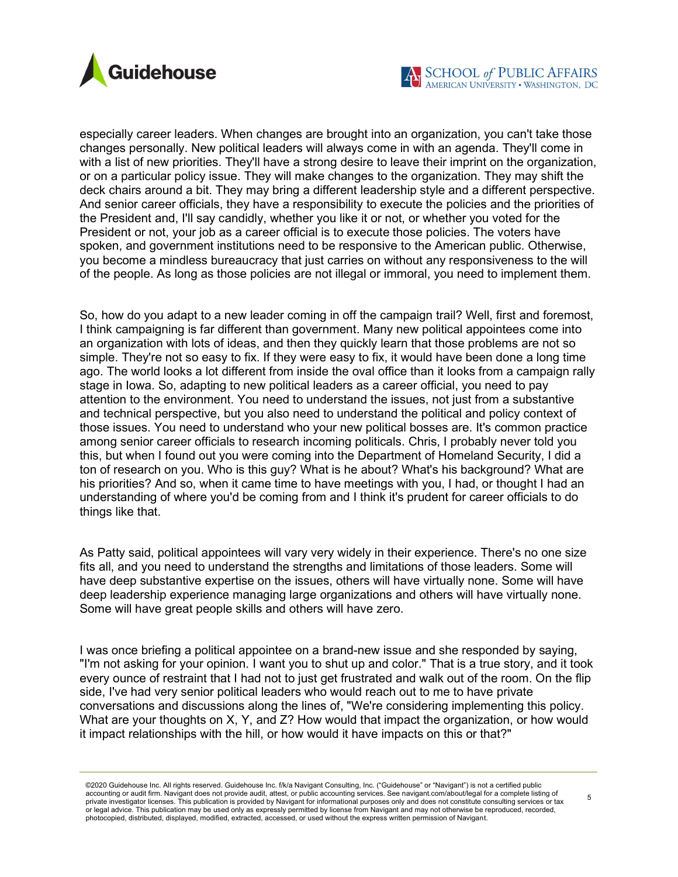especially career leaders. When changes are brought into an organization, you can't take those changes personally. New political leaders will always come in with an agenda. They'll come in with a list of new priorities. They'll have a strong desire to leave their imprint on the organization, or on a particular policy issue. They will make changes to the organization. They may shift the deck chairs around a bit. They may bring a different leadership style and a different perspective. And senior career officials, they have a responsibility to execute the policies and the priorities of the President and, I'll say candidly, whether you like it or not, or whether you voted for the President or not, your job as a career official is to execute those policies. The voters have spoken, and government institutions need to be responsive to the American public. Otherwise, you become a mindless bureaucracy that just carries on without any responsiveness to the will of the people. As long as those policies are not illegal or immoral, you need to implement them.

So, how do you adapt to a new leader coming in off the campaign trail? Well, first and foremost, I think campaigning is far different than government. Many new political appointees come into an organization with lots of ideas, and then they quickly learn that those problems are not so simple. They're not so easy to fix. If they were easy to fix, it would have been done a long time ago. The world looks a lot different from inside the oval office than it looks from a campaign rally stage in Iowa. So, adapting to new political leaders as a career official, you need to pay attention to the environment. You need to understand the issues, not just from a substantive and technical perspective, but you also need to understand the political and policy context of those issues. You need to understand who your new political bosses are. It's common practice among senior career officials to research incoming politicals. Chris, I probably never told you this, but when I found out you were coming into the Department of Homeland Security, I did a ton of research on you. Who is this guy? What is he about? What's his background? What are his priorities? And so, when it came time to have meetings with you, I had, or thought I had an understanding of where you'd be coming from and I think it's prudent for career officials to do things like that.

As Patty said, political appointees will vary very widely in their experience. There's no one size fits all, and you need to understand the strengths and limitations of those leaders. Some will have deep substantive expertise on the issues, others will have virtually none. Some will have deep leadership experience managing large organizations and others will have virtually none. Some will have great people skills and others will have zero.

I was once briefing a political appointee on a brand-new issue and she responded by saying, "I'm not asking for your opinion. I want you to shut up and color." That is a true story, and it took every ounce of restraint that I had not to just get frustrated and walk out of the room. On the flip side, I've had very senior political leaders who would reach out to me to have private conversations and discussions along the lines of, "We're considering implementing this policy. What are your thoughts on X, Y, and Z? How would that impact the organization, or how would it impact relationships with the hill, or how would it have impacts on this or that?"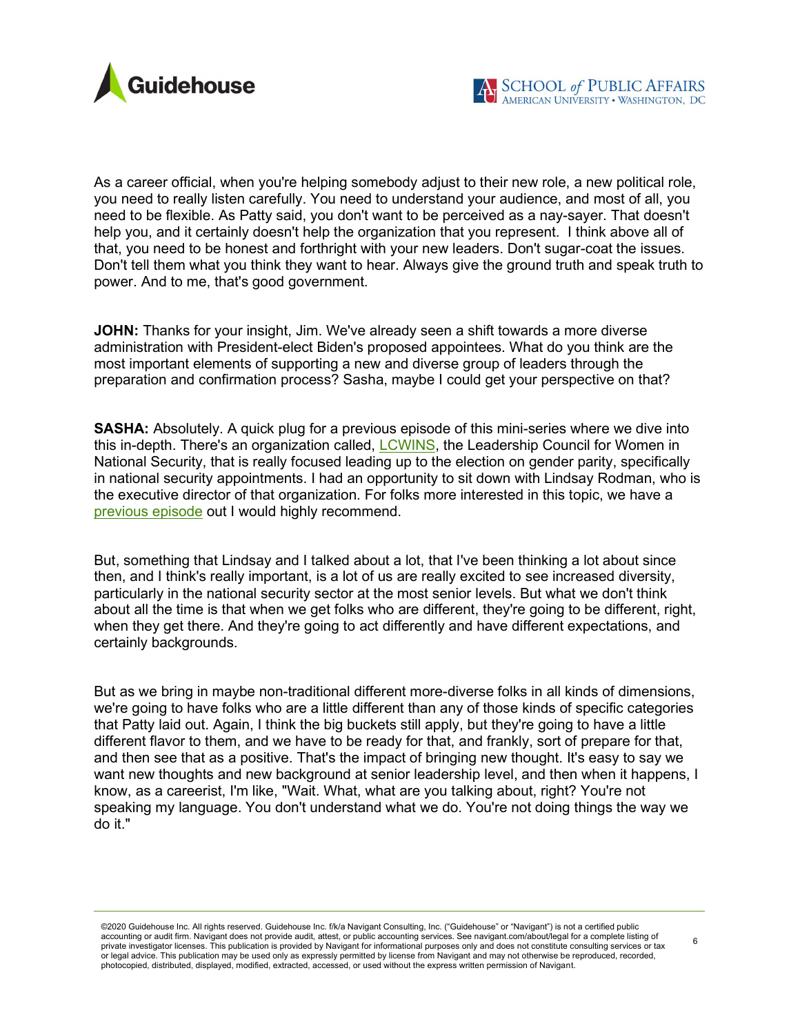As a career official, when you're helping somebody adjust to their new role, a new political role, you need to really listen carefully. You need to understand your audience, and most of all, you need to be flexible. As Patty said, you don't want to be perceived as a nay-sayer. That doesn't help you, and it certainly doesn't help the organization that you represent. I think above all of that, you need to be honest and forthright with your new leaders. Don't sugar-coat the issues. Don't tell them what you think they want to hear. Always give the ground truth and speak truth to power. And to me, that's good government.

**JOHN:** Thanks for your insight, Jim. We've already seen a shift towards a more diverse administration with President-elect Biden's proposed appointees. What do you think are the most important elements of supporting a new and diverse group of leaders through the preparation and confirmation process? Sasha, maybe I could get your perspective on that?

**SASHA:** Absolutely. A quick plug for a previous episode of this mini-series where we dive into this in-depth. There's an organization called, LCWINS, the Leadership Council for Women in National Security, that is really focused leading up to the election on gender parity, specifically in national security appointments. I had an opportunity to sit down with Lindsay Rodman, who is the executive director of that organization. For folks more interested in this topic, we have a previous episode out I would highly recommend.

But, something that Lindsay and I talked about a lot, that I've been thinking a lot about since then, and I think's really important, is a lot of us are really excited to see increased diversity, particularly in the national security sector at the most senior levels. But what we don't think about all the time is that when we get folks who are different, they're going to be different, right, when they get there. And they're going to act differently and have different expectations, and certainly backgrounds.

But as we bring in maybe non-traditional different more-diverse folks in all kinds of dimensions, we're going to have folks who are a little different than any of those kinds of specific categories that Patty laid out. Again, I think the big buckets still apply, but they're going to have a little different flavor to them, and we have to be ready for that, and frankly, sort of prepare for that, and then see that as a positive. That's the impact of bringing new thought. It's easy to say we want new thoughts and new background at senior leadership level, and then when it happens, I know, as a careerist, I'm like, "Wait. What, what are you talking about, right? You're not speaking my language. You don't understand what we do. You're not doing things the way we do it."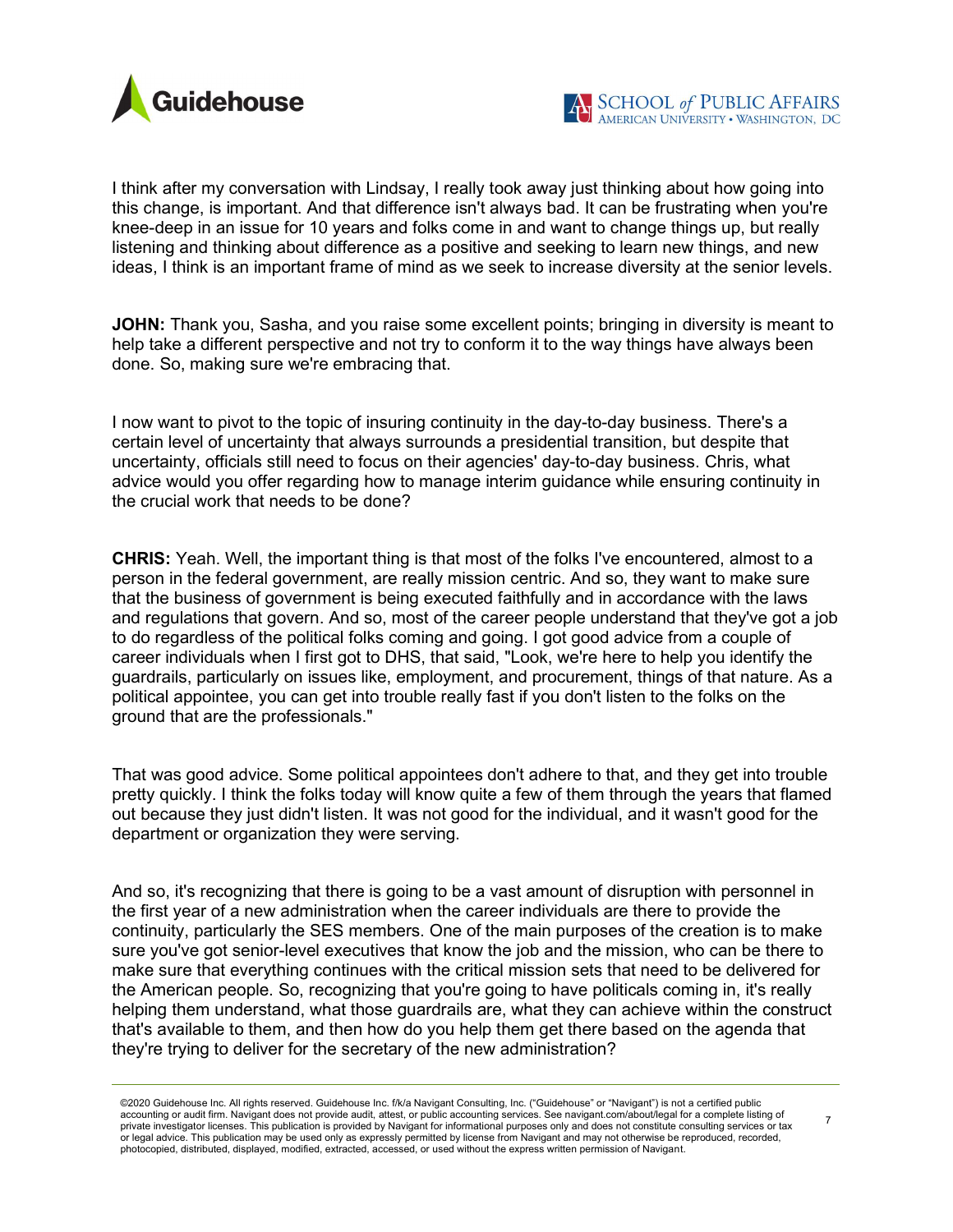I think after my conversation with Lindsay, I really took away just thinking about how going into this change, is important. And that difference isn't always bad. It can be frustrating when you're knee-deep in an issue for 10 years and folks come in and want to change things up, but really listening and thinking about difference as a positive and seeking to learn new things, and new ideas, I think is an important frame of mind as we seek to increase diversity at the senior levels.

**JOHN:** Thank you, Sasha, and you raise some excellent points; bringing in diversity is meant to help take a different perspective and not try to conform it to the way things have always been done. So, making sure we're embracing that.

I now want to pivot to the topic of insuring continuity in the day-to-day business. There's a certain level of uncertainty that always surrounds a presidential transition, but despite that uncertainty, officials still need to focus on their agencies' day-to-day business. Chris, what advice would you offer regarding how to manage interim guidance while ensuring continuity in the crucial work that needs to be done?

**CHRIS:** Yeah. Well, the important thing is that most of the folks I've encountered, almost to a person in the federal government, are really mission centric. And so, they want to make sure that the business of government is being executed faithfully and in accordance with the laws and regulations that govern. And so, most of the career people understand that they've got a job to do regardless of the political folks coming and going. I got good advice from a couple of career individuals when I first got to DHS, that said, "Look, we're here to help you identify the guardrails, particularly on issues like, employment, and procurement, things of that nature. As a political appointee, you can get into trouble really fast if you don't listen to the folks on the ground that are the professionals."

That was good advice. Some political appointees don't adhere to that, and they get into trouble pretty quickly. I think the folks today will know quite a few of them through the years that flamed out because they just didn't listen. It was not good for the individual, and it wasn't good for the department or organization they were serving.

And so, it's recognizing that there is going to be a vast amount of disruption with personnel in the first year of a new administration when the career individuals are there to provide the continuity, particularly the SES members. One of the main purposes of the creation is to make sure you've got senior-level executives that know the job and the mission, who can be there to make sure that everything continues with the critical mission sets that need to be delivered for the American people. So, recognizing that you're going to have politicals coming in, it's really helping them understand, what those guardrails are, what they can achieve within the construct that's available to them, and then how do you help them get there based on the agenda that they're trying to deliver for the secretary of the new administration?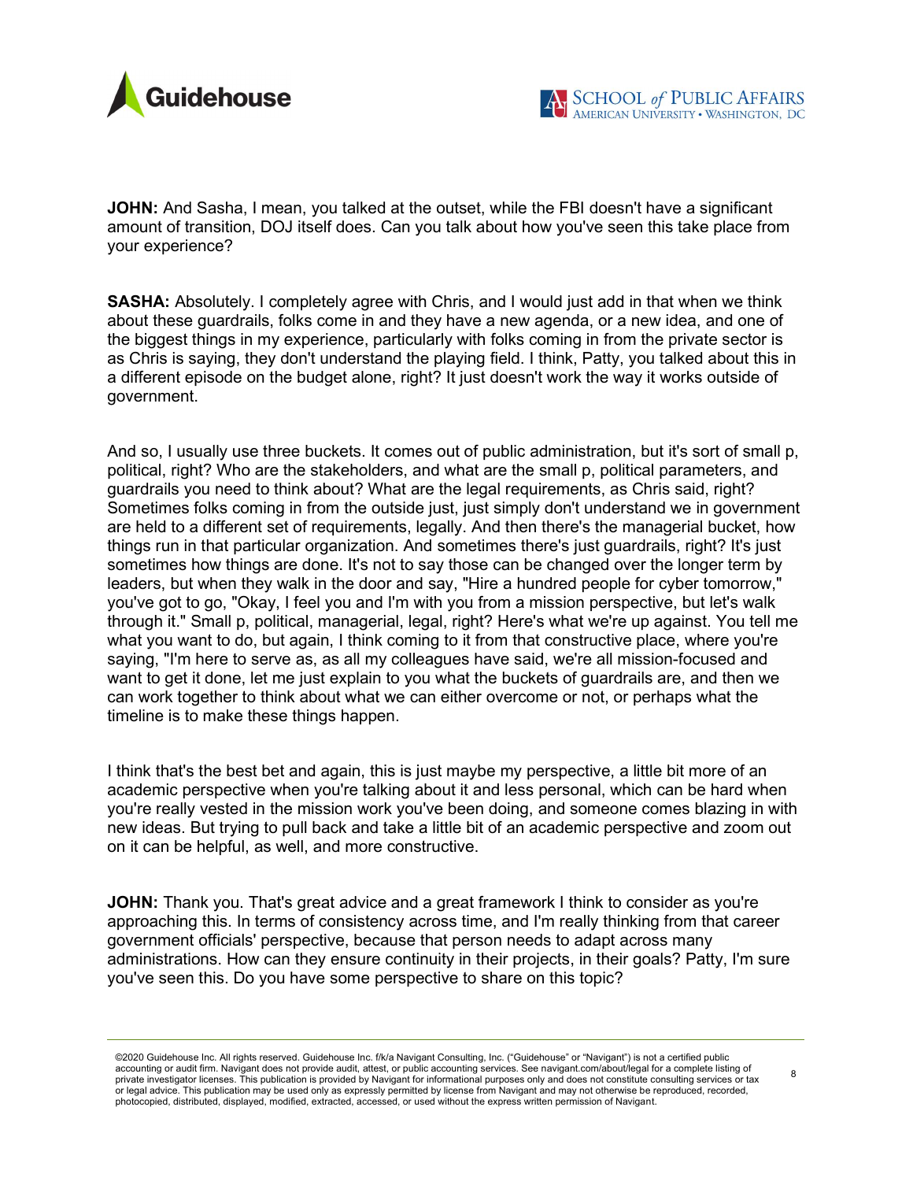**JOHN:** And Sasha, I mean, you talked at the outset, while the FBI doesn't have a significant amount of transition, DOJ itself does. Can you talk about how you've seen this take place from your experience?

**SASHA:** Absolutely. I completely agree with Chris, and I would just add in that when we think about these guardrails, folks come in and they have a new agenda, or a new idea, and one of the biggest things in my experience, particularly with folks coming in from the private sector is as Chris is saying, they don't understand the playing field. I think, Patty, you talked about this in a different episode on the budget alone, right? It just doesn't work the way it works outside of government.

And so, I usually use three buckets. It comes out of public administration, but it's sort of small p, political, right? Who are the stakeholders, and what are the small p, political parameters, and guardrails you need to think about? What are the legal requirements, as Chris said, right? Sometimes folks coming in from the outside just, just simply don't understand we in government are held to a different set of requirements, legally. And then there's the managerial bucket, how things run in that particular organization. And sometimes there's just guardrails, right? It's just sometimes how things are done. It's not to say those can be changed over the longer term by leaders, but when they walk in the door and say, "Hire a hundred people for cyber tomorrow," you've got to go, "Okay, I feel you and I'm with you from a mission perspective, but let's walk through it." Small p, political, managerial, legal, right? Here's what we're up against. You tell me what you want to do, but again, I think coming to it from that constructive place, where you're saying, "I'm here to serve as, as all my colleagues have said, we're all mission-focused and want to get it done, let me just explain to you what the buckets of guardrails are, and then we can work together to think about what we can either overcome or not, or perhaps what the timeline is to make these things happen.

I think that's the best bet and again, this is just maybe my perspective, a little bit more of an academic perspective when you're talking about it and less personal, which can be hard when you're really vested in the mission work you've been doing, and someone comes blazing in with new ideas. But trying to pull back and take a little bit of an academic perspective and zoom out on it can be helpful, as well, and more constructive.

**JOHN:** Thank you. That's great advice and a great framework I think to consider as you're approaching this. In terms of consistency across time, and I'm really thinking from that career government officials' perspective, because that person needs to adapt across many administrations. How can they ensure continuity in their projects, in their goals? Patty, I'm sure you've seen this. Do you have some perspective to share on this topic?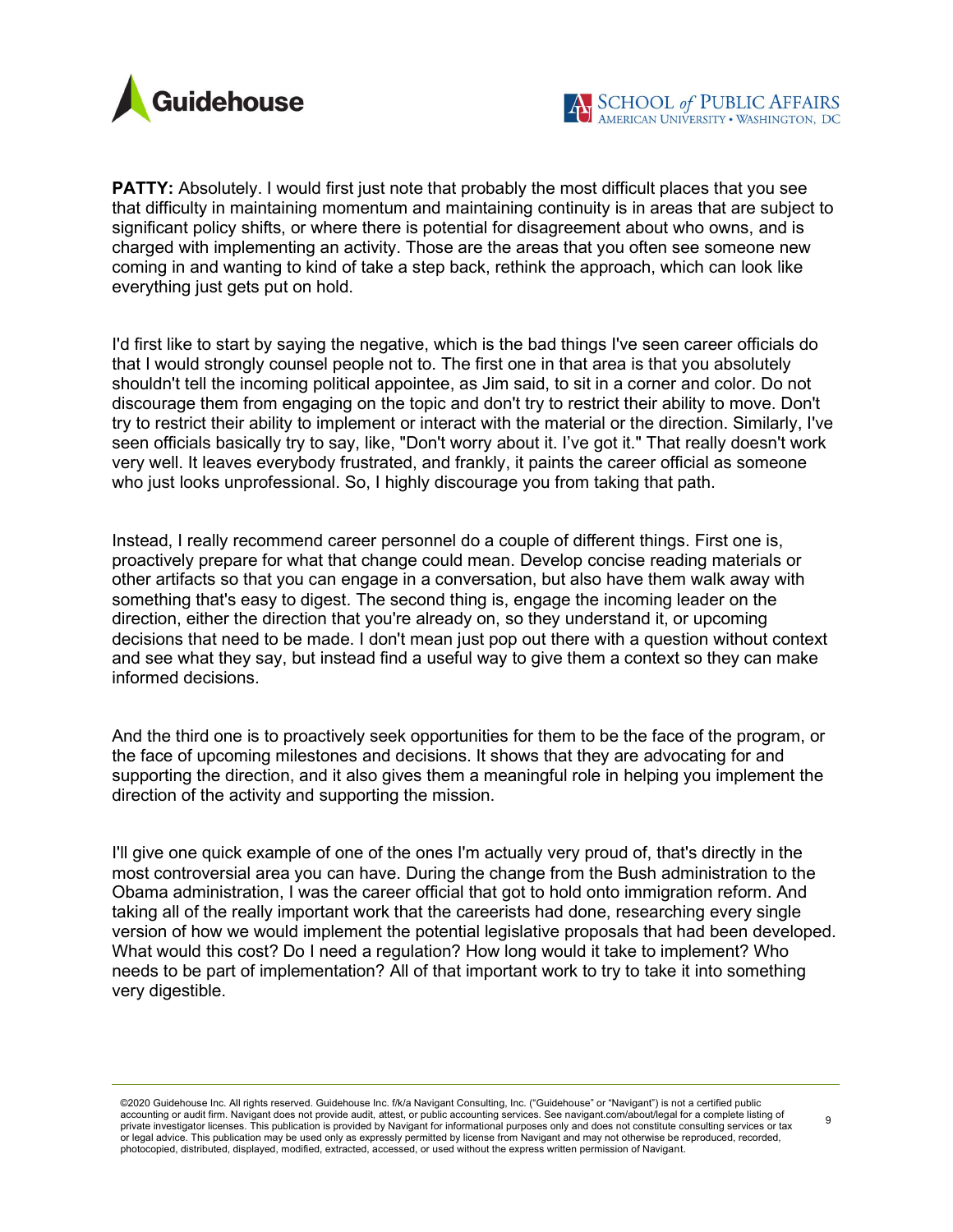**PATTY:** Absolutely. I would first just note that probably the most difficult places that you see that difficulty in maintaining momentum and maintaining continuity is in areas that are subject to significant policy shifts, or where there is potential for disagreement about who owns, and is charged with implementing an activity. Those are the areas that you often see someone new coming in and wanting to kind of take a step back, rethink the approach, which can look like everything just gets put on hold.

I'd first like to start by saying the negative, which is the bad things I've seen career officials do that I would strongly counsel people not to. The first one in that area is that you absolutely shouldn't tell the incoming political appointee, as Jim said, to sit in a corner and color. Do not discourage them from engaging on the topic and don't try to restrict their ability to move. Don't try to restrict their ability to implement or interact with the material or the direction. Similarly, I've seen officials basically try to say, like, "Don't worry about it. I've got it." That really doesn't work very well. It leaves everybody frustrated, and frankly, it paints the career official as someone who just looks unprofessional. So, I highly discourage you from taking that path.

Instead, I really recommend career personnel do a couple of different things. First one is, proactively prepare for what that change could mean. Develop concise reading materials or other artifacts so that you can engage in a conversation, but also have them walk away with something that's easy to digest. The second thing is, engage the incoming leader on the direction, either the direction that you're already on, so they understand it, or upcoming decisions that need to be made. I don't mean just pop out there with a question without context and see what they say, but instead find a useful way to give them a context so they can make informed decisions.

And the third one is to proactively seek opportunities for them to be the face of the program, or the face of upcoming milestones and decisions. It shows that they are advocating for and supporting the direction, and it also gives them a meaningful role in helping you implement the direction of the activity and supporting the mission.

I'll give one quick example of one of the ones I'm actually very proud of, that's directly in the most controversial area you can have. During the change from the Bush administration to the Obama administration, I was the career official that got to hold onto immigration reform. And taking all of the really important work that the careerists had done, researching every single version of how we would implement the potential legislative proposals that had been developed. What would this cost? Do I need a regulation? How long would it take to implement? Who needs to be part of implementation? All of that important work to try to take it into something very digestible.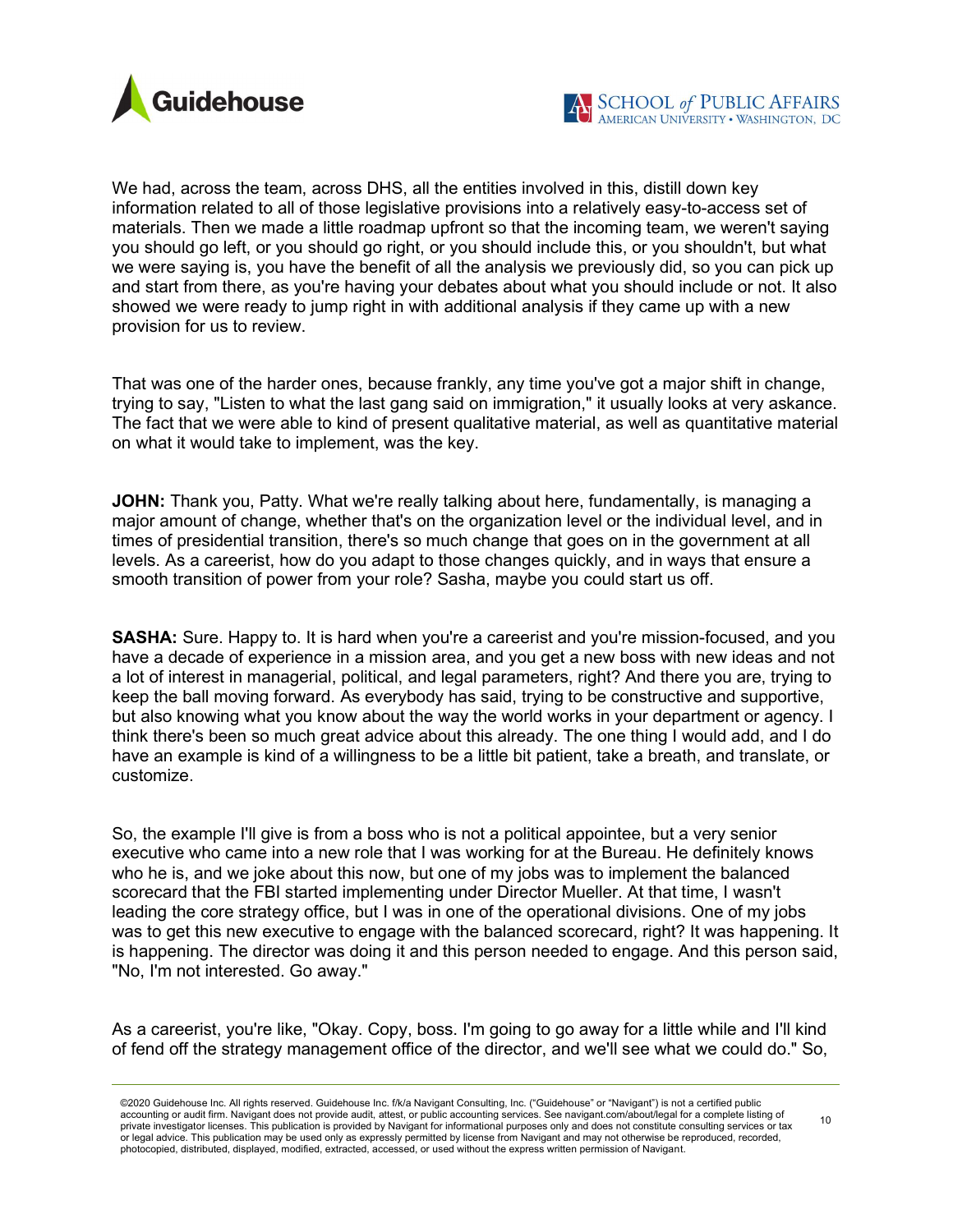We had, across the team, across DHS, all the entities involved in this, distill down key information related to all of those legislative provisions into a relatively easy-to-access set of materials. Then we made a little roadmap upfront so that the incoming team, we weren't saying you should go left, or you should go right, or you should include this, or you shouldn't, but what we were saying is, you have the benefit of all the analysis we previously did, so you can pick up and start from there, as you're having your debates about what you should include or not. It also showed we were ready to jump right in with additional analysis if they came up with a new provision for us to review.

That was one of the harder ones, because frankly, any time you've got a major shift in change, trying to say, "Listen to what the last gang said on immigration," it usually looks at very askance. The fact that we were able to kind of present qualitative material, as well as quantitative material on what it would take to implement, was the key.

**JOHN:** Thank you, Patty. What we're really talking about here, fundamentally, is managing a major amount of change, whether that's on the organization level or the individual level, and in times of presidential transition, there's so much change that goes on in the government at all levels. As a careerist, how do you adapt to those changes quickly, and in ways that ensure a smooth transition of power from your role? Sasha, maybe you could start us off.

**SASHA:** Sure. Happy to. It is hard when you're a careerist and you're mission-focused, and you have a decade of experience in a mission area, and you get a new boss with new ideas and not a lot of interest in managerial, political, and legal parameters, right? And there you are, trying to keep the ball moving forward. As everybody has said, trying to be constructive and supportive, but also knowing what you know about the way the world works in your department or agency. I think there's been so much great advice about this already. The one thing I would add, and I do have an example is kind of a willingness to be a little bit patient, take a breath, and translate, or customize.

So, the example I'll give is from a boss who is not a political appointee, but a very senior executive who came into a new role that I was working for at the Bureau. He definitely knows who he is, and we joke about this now, but one of my jobs was to implement the balanced scorecard that the FBI started implementing under Director Mueller. At that time, I wasn't leading the core strategy office, but I was in one of the operational divisions. One of my jobs was to get this new executive to engage with the balanced scorecard, right? It was happening. It is happening. The director was doing it and this person needed to engage. And this person said, "No, I'm not interested. Go away."

As a careerist, you're like, "Okay. Copy, boss. I'm going to go away for a little while and I'll kind of fend off the strategy management office of the director, and we'll see what we could do." So,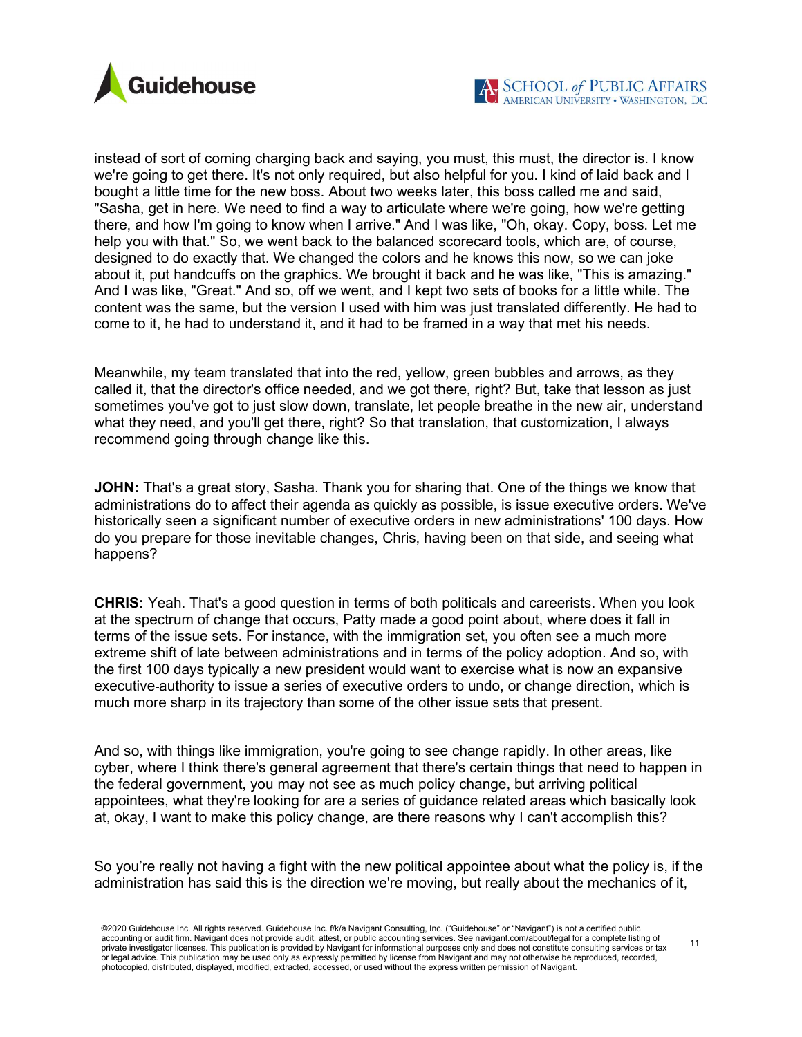instead of sort of coming charging back and saying, you must, this must, the director is. I know we're going to get there. It's not only required, but also helpful for you. I kind of laid back and I bought a little time for the new boss. About two weeks later, this boss called me and said, "Sasha, get in here. We need to find a way to articulate where we're going, how we're getting there, and how I'm going to know when I arrive." And I was like, "Oh, okay. Copy, boss. Let me help you with that." So, we went back to the balanced scorecard tools, which are, of course, designed to do exactly that. We changed the colors and he knows this now, so we can joke about it, put handcuffs on the graphics. We brought it back and he was like, "This is amazing." And I was like, "Great." And so, off we went, and I kept two sets of books for a little while. The content was the same, but the version I used with him was just translated differently. He had to come to it, he had to understand it, and it had to be framed in a way that met his needs.

Meanwhile, my team translated that into the red, yellow, green bubbles and arrows, as they called it, that the director's office needed, and we got there, right? But, take that lesson as just sometimes you've got to just slow down, translate, let people breathe in the new air, understand what they need, and you'll get there, right? So that translation, that customization, I always recommend going through change like this.

**JOHN:** That's a great story, Sasha. Thank you for sharing that. One of the things we know that administrations do to affect their agenda as quickly as possible, is issue executive orders. We've historically seen a significant number of executive orders in new administrations' 100 days. How do you prepare for those inevitable changes, Chris, having been on that side, and seeing what happens?

**CHRIS:** Yeah. That's a good question in terms of both politicals and careerists. When you look at the spectrum of change that occurs, Patty made a good point about, where does it fall in terms of the issue sets. For instance, with the immigration set, you often see a much more extreme shift of late between administrations and in terms of the policy adoption. And so, with the first 100 days typically a new president would want to exercise what is now an expansive executive-authority to issue a series of executive orders to undo, or change direction, which is much more sharp in its trajectory than some of the other issue sets that present.

And so, with things like immigration, you're going to see change rapidly. In other areas, like cyber, where I think there's general agreement that there's certain things that need to happen in the federal government, you may not see as much policy change, but arriving political appointees, what they're looking for are a series of guidance related areas which basically look at, okay, I want to make this policy change, are there reasons why I can't accomplish this?

So you're really not having a fight with the new political appointee about what the policy is, if the administration has said this is the direction we're moving, but really about the mechanics of it,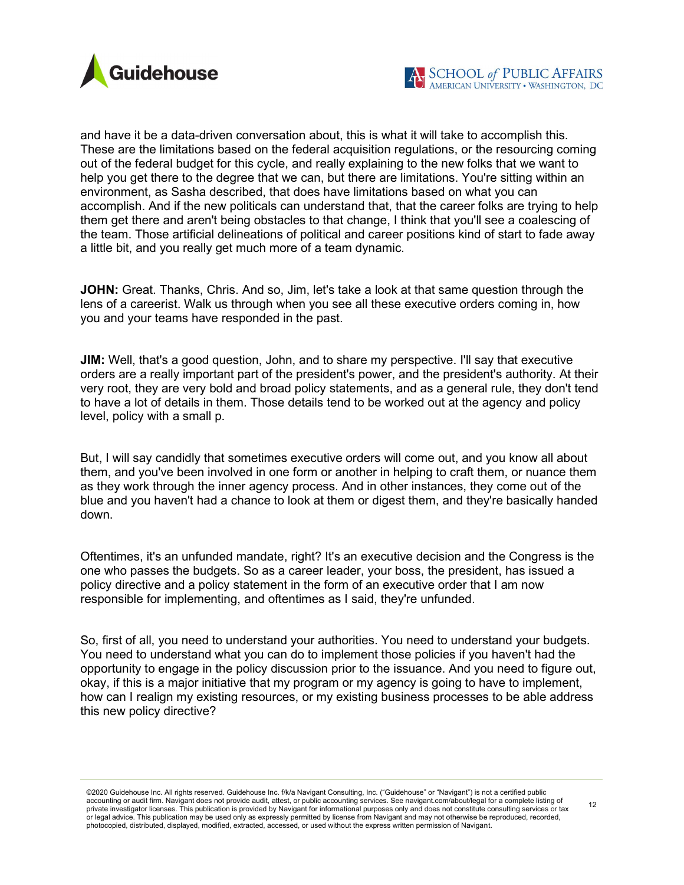and have it be a data-driven conversation about, this is what it will take to accomplish this. These are the limitations based on the federal acquisition regulations, or the resourcing coming out of the federal budget for this cycle, and really explaining to the new folks that we want to help you get there to the degree that we can, but there are limitations. You're sitting within an environment, as Sasha described, that does have limitations based on what you can accomplish. And if the new politicals can understand that, that the career folks are trying to help them get there and aren't being obstacles to that change, I think that you'll see a coalescing of the team. Those artificial delineations of political and career positions kind of start to fade away a little bit, and you really get much more of a team dynamic.

**JOHN:** Great. Thanks, Chris. And so, Jim, let's take a look at that same question through the lens of a careerist. Walk us through when you see all these executive orders coming in, how you and your teams have responded in the past.

**JIM:** Well, that's a good question, John, and to share my perspective. I'll say that executive orders are a really important part of the president's power, and the president's authority. At their very root, they are very bold and broad policy statements, and as a general rule, they don't tend to have a lot of details in them. Those details tend to be worked out at the agency and policy level, policy with a small p.

But, I will say candidly that sometimes executive orders will come out, and you know all about them, and you've been involved in one form or another in helping to craft them, or nuance them as they work through the inner agency process. And in other instances, they come out of the blue and you haven't had a chance to look at them or digest them, and they're basically handed down.

Oftentimes, it's an unfunded mandate, right? It's an executive decision and the Congress is the one who passes the budgets. So as a career leader, your boss, the president, has issued a policy directive and a policy statement in the form of an executive order that I am now responsible for implementing, and oftentimes as I said, they're unfunded.

So, first of all, you need to understand your authorities. You need to understand your budgets. You need to understand what you can do to implement those policies if you haven't had the opportunity to engage in the policy discussion prior to the issuance. And you need to figure out, okay, if this is a major initiative that my program or my agency is going to have to implement, how can I realign my existing resources, or my existing business processes to be able address this new policy directive?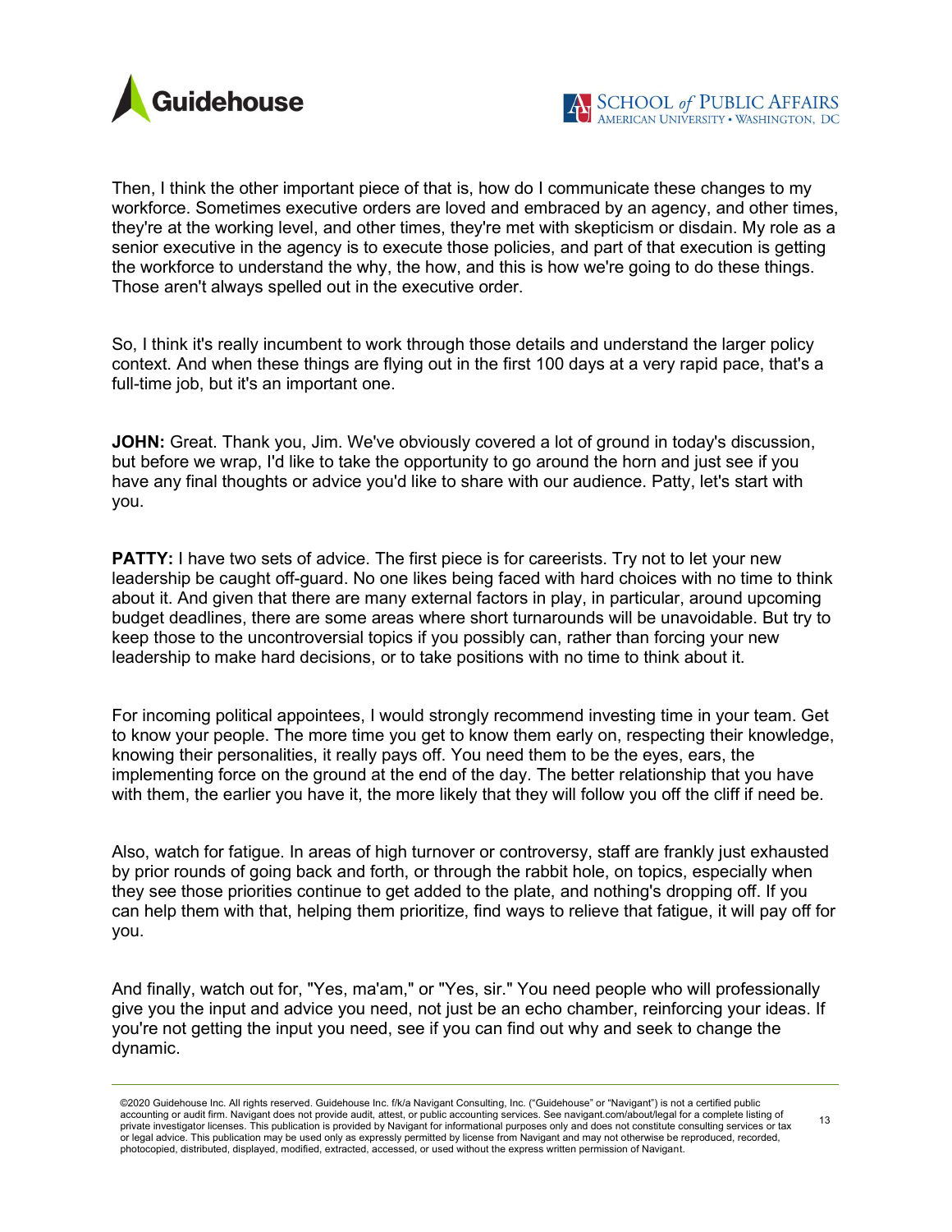Then, I think the other important piece of that is, how do I communicate these changes to my workforce. Sometimes executive orders are loved and embraced by an agency, and other times, they're at the working level, and other times, they're met with skepticism or disdain. My role as a senior executive in the agency is to execute those policies, and part of that execution is getting the workforce to understand the why, the how, and this is how we're going to do these things. Those aren't always spelled out in the executive order.

So, I think it's really incumbent to work through those details and understand the larger policy context. And when these things are flying out in the first 100 days at a very rapid pace, that's a full-time job, but it's an important one.

**JOHN:** Great. Thank you, Jim. We've obviously covered a lot of ground in today's discussion, but before we wrap, I'd like to take the opportunity to go around the horn and just see if you have any final thoughts or advice you'd like to share with our audience. Patty, let's start with you.

**PATTY:** I have two sets of advice. The first piece is for careerists. Try not to let your new leadership be caught off-guard. No one likes being faced with hard choices with no time to think about it. And given that there are many external factors in play, in particular, around upcoming budget deadlines, there are some areas where short turnarounds will be unavoidable. But try to keep those to the uncontroversial topics if you possibly can, rather than forcing your new leadership to make hard decisions, or to take positions with no time to think about it.

For incoming political appointees, I would strongly recommend investing time in your team. Get to know your people. The more time you get to know them early on, respecting their knowledge, knowing their personalities, it really pays off. You need them to be the eyes, ears, the implementing force on the ground at the end of the day. The better relationship that you have with them, the earlier you have it, the more likely that they will follow you off the cliff if need be.

Also, watch for fatigue. In areas of high turnover or controversy, staff are frankly just exhausted by prior rounds of going back and forth, or through the rabbit hole, on topics, especially when they see those priorities continue to get added to the plate, and nothing's dropping off. If you can help them with that, helping them prioritize, find ways to relieve that fatigue, it will pay off for you.

And finally, watch out for, "Yes, ma'am," or "Yes, sir." You need people who will professionally give you the input and advice you need, not just be an echo chamber, reinforcing your ideas. If you're not getting the input you need, see if you can find out why and seek to change the dynamic.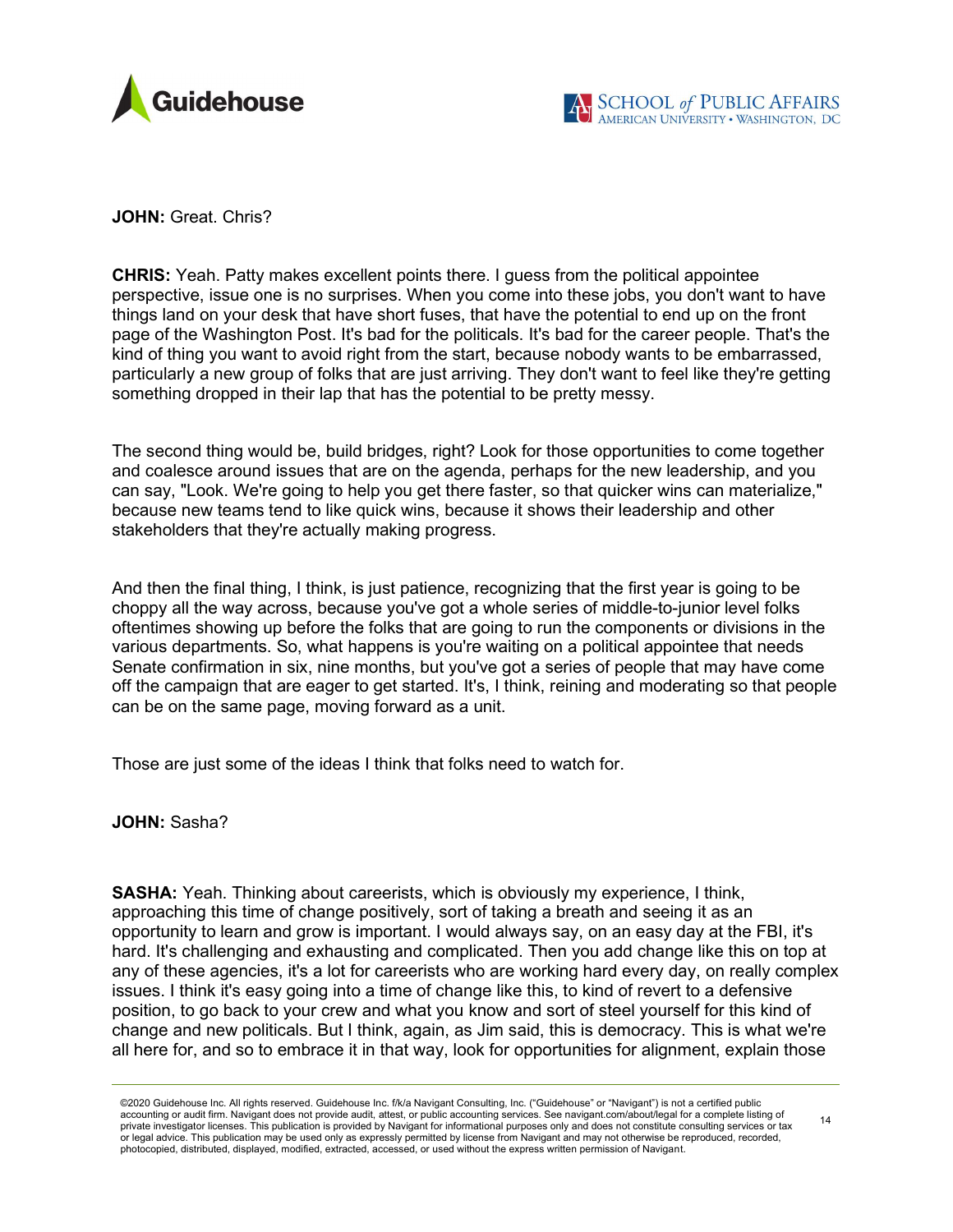**JOHN:** Great. Chris?

**CHRIS:** Yeah. Patty makes excellent points there. I guess from the political appointee perspective, issue one is no surprises. When you come into these jobs, you don't want to have things land on your desk that have short fuses, that have the potential to end up on the front page of the Washington Post. It's bad for the politicals. It's bad for the career people. That's the kind of thing you want to avoid right from the start, because nobody wants to be embarrassed, particularly a new group of folks that are just arriving. They don't want to feel like they're getting something dropped in their lap that has the potential to be pretty messy.

The second thing would be, build bridges, right? Look for those opportunities to come together and coalesce around issues that are on the agenda, perhaps for the new leadership, and you can say, "Look. We're going to help you get there faster, so that quicker wins can materialize," because new teams tend to like quick wins, because it shows their leadership and other stakeholders that they're actually making progress.

And then the final thing, I think, is just patience, recognizing that the first year is going to be choppy all the way across, because you've got a whole series of middle-to-junior level folks oftentimes showing up before the folks that are going to run the components or divisions in the various departments. So, what happens is you're waiting on a political appointee that needs Senate confirmation in six, nine months, but you've got a series of people that may have come off the campaign that are eager to get started. It's, I think, reining and moderating so that people can be on the same page, moving forward as a unit.

Those are just some of the ideas I think that folks need to watch for.

**JOHN:** Sasha?

**SASHA:** Yeah. Thinking about careerists, which is obviously my experience, I think, approaching this time of change positively, sort of taking a breath and seeing it as an opportunity to learn and grow is important. I would always say, on an easy day at the FBI, it's hard. It's challenging and exhausting and complicated. Then you add change like this on top at any of these agencies, it's a lot for careerists who are working hard every day, on really complex issues. I think it's easy going into a time of change like this, to kind of revert to a defensive position, to go back to your crew and what you know and sort of steel yourself for this kind of change and new politicals. But I think, again, as Jim said, this is democracy. This is what we're all here for, and so to embrace it in that way, look for opportunities for alignment, explain those

©2020 Guidehouse Inc. All rights reserved. Guidehouse Inc. f/k/a Navigant Consulting, Inc. ("Guidehouse" or "Navigant") is not a certified public accounting or audit firm. Navigant does not provide audit, attest, or public accounting services. See navigant.com/about/legal for a complete listing of private investigator licenses. This publication is provided by Navigant for informational purposes only and does not constitute consulting services or tax or legal advice. This publication may be used only as expressly permitted by license from Navigant and may not otherwise be reproduced, recorded, photocopied, distributed, displayed, modified, extracted, accessed, or used without the express written permission of Navigant.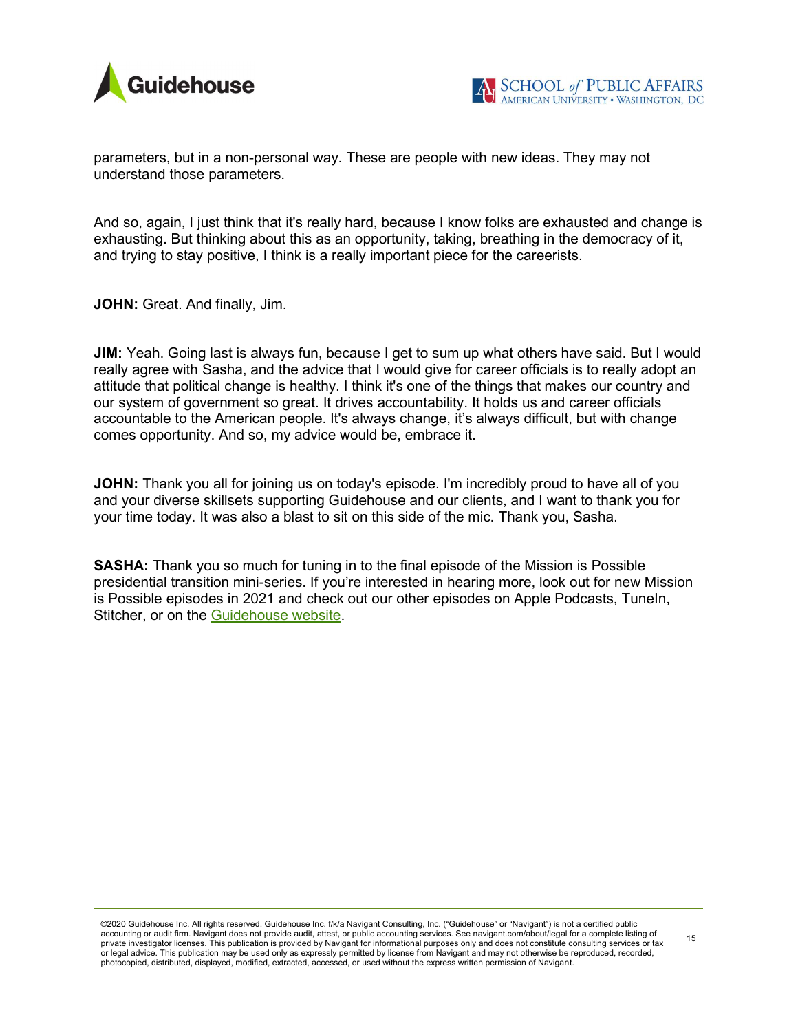parameters, but in a non-personal way. These are people with new ideas. They may not understand those parameters.

And so, again, I just think that it's really hard, because I know folks are exhausted and change is exhausting. But thinking about this as an opportunity, taking, breathing in the democracy of it, and trying to stay positive, I think is a really important piece for the careerists.

**JOHN:** Great. And finally, Jim.

**JIM:** Yeah. Going last is always fun, because I get to sum up what others have said. But I would really agree with Sasha, and the advice that I would give for career officials is to really adopt an attitude that political change is healthy. I think it's one of the things that makes our country and our system of government so great. It drives accountability. It holds us and career officials accountable to the American people. It's always change, it's always difficult, but with change comes opportunity. And so, my advice would be, embrace it.

**JOHN:** Thank you all for joining us on today's episode. I'm incredibly proud to have all of you and your diverse skillsets supporting Guidehouse and our clients, and I want to thank you for your time today. It was also a blast to sit on this side of the mic. Thank you, Sasha.

**SASHA:** Thank you so much for tuning in to the final episode of the Mission is Possible presidential transition mini-series. If you're interested in hearing more, look out for new Mission is Possible episodes in 2021 and check out our other episodes on Apple Podcasts, TuneIn, Stitcher, or on the Guidehouse website.

©2020 Guidehouse Inc. All rights reserved. Guidehouse Inc. f/k/a Navigant Consulting, Inc. ("Guidehouse" or "Navigant") is not a certified public accounting or audit firm. Navigant does not provide audit, attest, or public accounting services. See navigant.com/about/legal for a complete listing of private investigator licenses. This publication is provided by Navigant for informational purposes only and does not constitute consulting services or tax or legal advice. This publication may be used only as expressly permitted by license from Navigant and may not otherwise be reproduced, recorded, photocopied, distributed, displayed, modified, extracted, accessed, or used without the express written permission of Navigant.